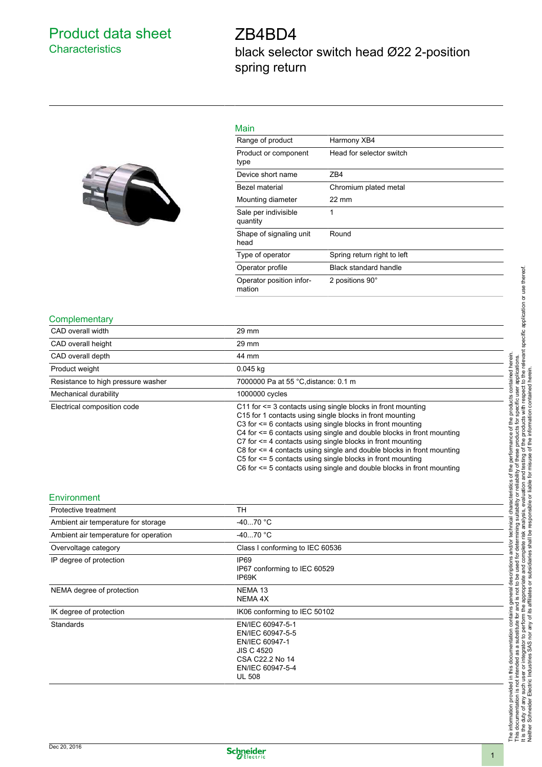# Product data sheet

## Characteristics

# ZB4BD4

black selector switch head Ø22 2-position spring return

### Main

| | |
|---|---|
| Range of product | Harmony XB4 |
| Product or component type | Head for selector switch |
| Device short name | ZB4 |
| Bezel material | Chromium plated metal |
| Mounting diameter | 22 mm |
| Sale per indivisible quantity | 1 |
| Shape of signaling unit head | Round |
| Type of operator | Spring return right to left |
| Operator profile | Black standard handle |
| Operator position information | 2 positions 90° |

### Complementary

| | |
|---|---|
| CAD overall width | 29 mm |
| CAD overall height | 29 mm |
| CAD overall depth | 44 mm |
| Product weight | 0.045 kg |
| Resistance to high pressure washer | 7000000 Pa at 55 °C,distance: 0.1 m |
| Mechanical durability | 1000000 cycles |
| Electrical composition code | C11 for <= 3 contacts using single blocks in front mounting<br>C15 for 1 contacts using single blocks in front mounting<br>C3 for <= 6 contacts using single blocks in front mounting<br>C4 for <= 6 contacts using single and double blocks in front mounting<br>C7 for <= 4 contacts using single blocks in front mounting<br>C8 for <= 4 contacts using single and double blocks in front mounting<br>C5 for <= 5 contacts using single blocks in front mounting<br>C6 for <= 5 contacts using single and double blocks in front mounting |

### Environment

| | |
|---|---|
| Protective treatment | TH |
| Ambient air temperature for storage | -40...70 °C |
| Ambient air temperature for operation | -40...70 °C |
| Overvoltage category | Class I conforming to IEC 60536 |
| IP degree of protection | IP69<br>IP67 conforming to IEC 60529<br>IP69K |
| NEMA degree of protection | NEMA 13<br>NEMA 4X |
| IK degree of protection | IK06 conforming to IEC 50102 |
| Standards | EN/IEC 60947-5-1<br>EN/IEC 60947-5-5<br>EN/IEC 60947-1<br>JIS C 4520<br>CSA C22.2 No 14<br>EN/IEC 60947-5-4<br>UL 508 |

The information provided in this documentation contains general descriptions and/or technical characteristics of the performance of the products contained herein. This documentation is not intended as a substitute for and is not to be used for determining suitability or reliability of these products for specific user applications. It is the duty of any such user or integrator to perform the appropriate and complete risk analysis, evaluation and testing of the products with respect to the relevant specific application or use thereof. Neither Schneider Electric Industries SAS nor any of its affiliates or subsidiaries shall be responsible or liable for misuse of the information contained herein.

Dec 20, 2016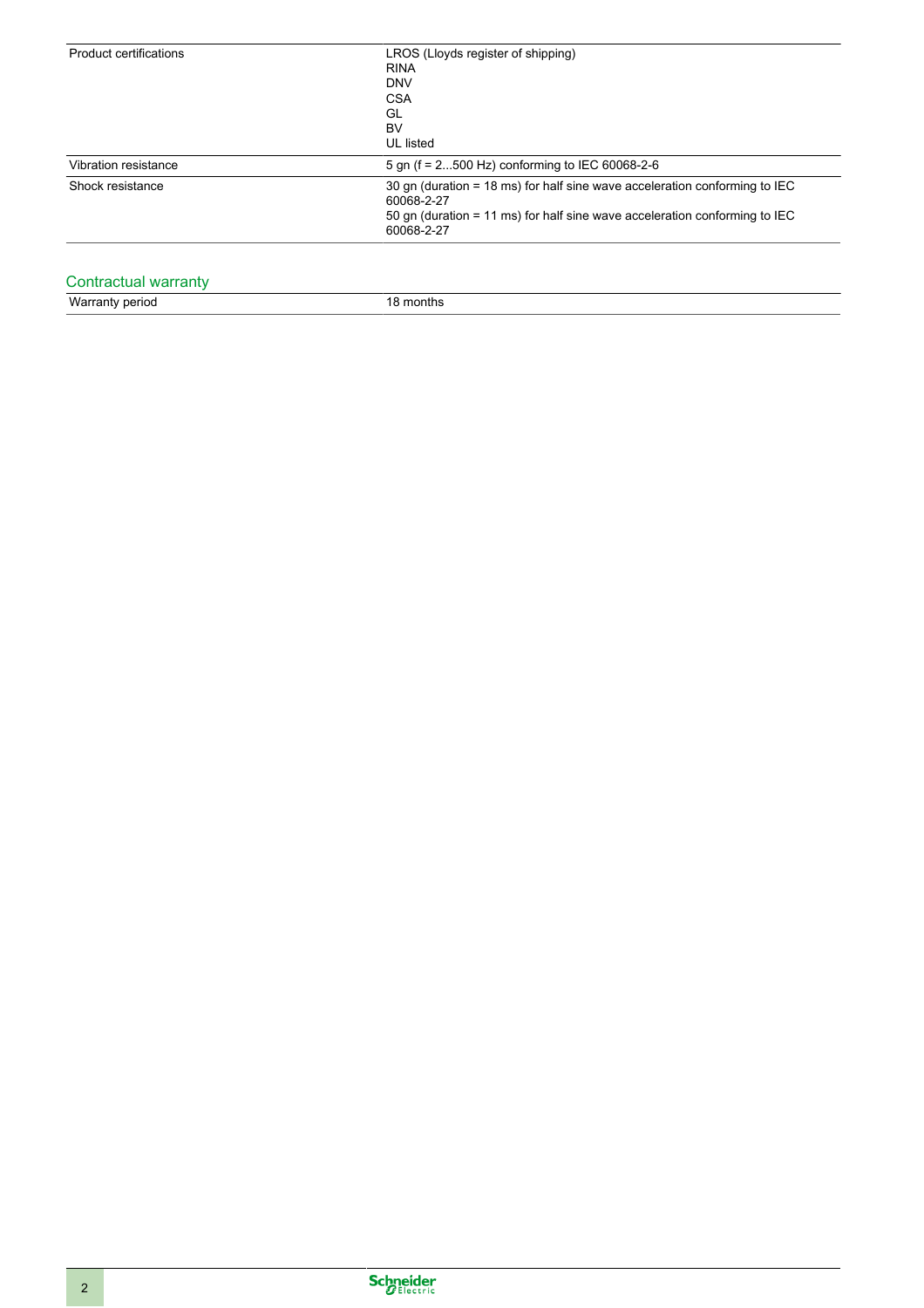| | |
|---|---|
| Product certifications | LROS (Lloyds register of shipping)<br>RINA<br>DNV<br>CSA<br>GL<br>BV<br>UL listed |
| Vibration resistance | 5 gn (f = 2...500 Hz) conforming to IEC 60068-2-6 |
| Shock resistance | 30 gn (duration = 18 ms) for half sine wave acceleration conforming to IEC 60068-2-27<br>50 gn (duration = 11 ms) for half sine wave acceleration conforming to IEC 60068-2-27 |

## Contractual warranty

| | |
|---|---|
| Warranty period | 18 months |